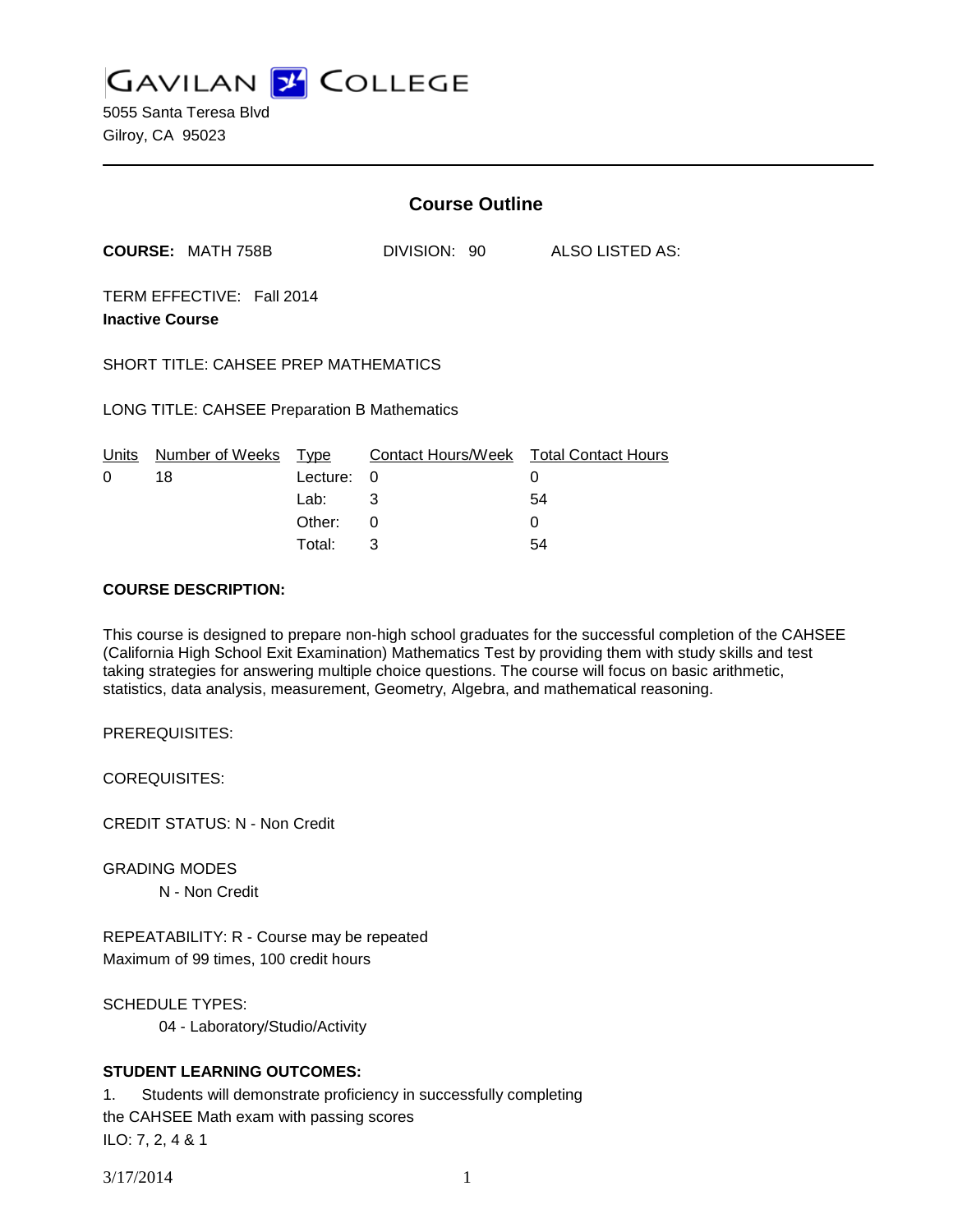# GAVILAN COLLEGE

5055 Santa Teresa Blvd
Gilroy, CA 95023

## Course Outline

**COURSE:** MATH 758B DIVISION: 90 ALSO LISTED AS:

TERM EFFECTIVE: Fall 2014
**Inactive Course**

SHORT TITLE: CAHSEE PREP MATHEMATICS

LONG TITLE: CAHSEE Preparation B Mathematics

| Units | Number of Weeks | Type | Contact Hours/Week | Total Contact Hours |
|---|---|---|---|---|
| 0 | 18 | Lecture: | 0 | 0 |
| | | Lab: | 3 | 54 |
| | | Other: | 0 | 0 |
| | | Total: | 3 | 54 |

**COURSE DESCRIPTION:**

This course is designed to prepare non-high school graduates for the successful completion of the CAHSEE (California High School Exit Examination) Mathematics Test by providing them with study skills and test taking strategies for answering multiple choice questions. The course will focus on basic arithmetic, statistics, data analysis, measurement, Geometry, Algebra, and mathematical reasoning.

PREREQUISITES:

COREQUISITES:

CREDIT STATUS: N - Non Credit

GRADING MODES
N - Non Credit

REPEATABILITY: R - Course may be repeated
Maximum of 99 times, 100 credit hours

SCHEDULE TYPES:
04 - Laboratory/Studio/Activity

**STUDENT LEARNING OUTCOMES:**

1. Students will demonstrate proficiency in successfully completing the CAHSEE Math exam with passing scores
ILO: 7, 2, 4 & 1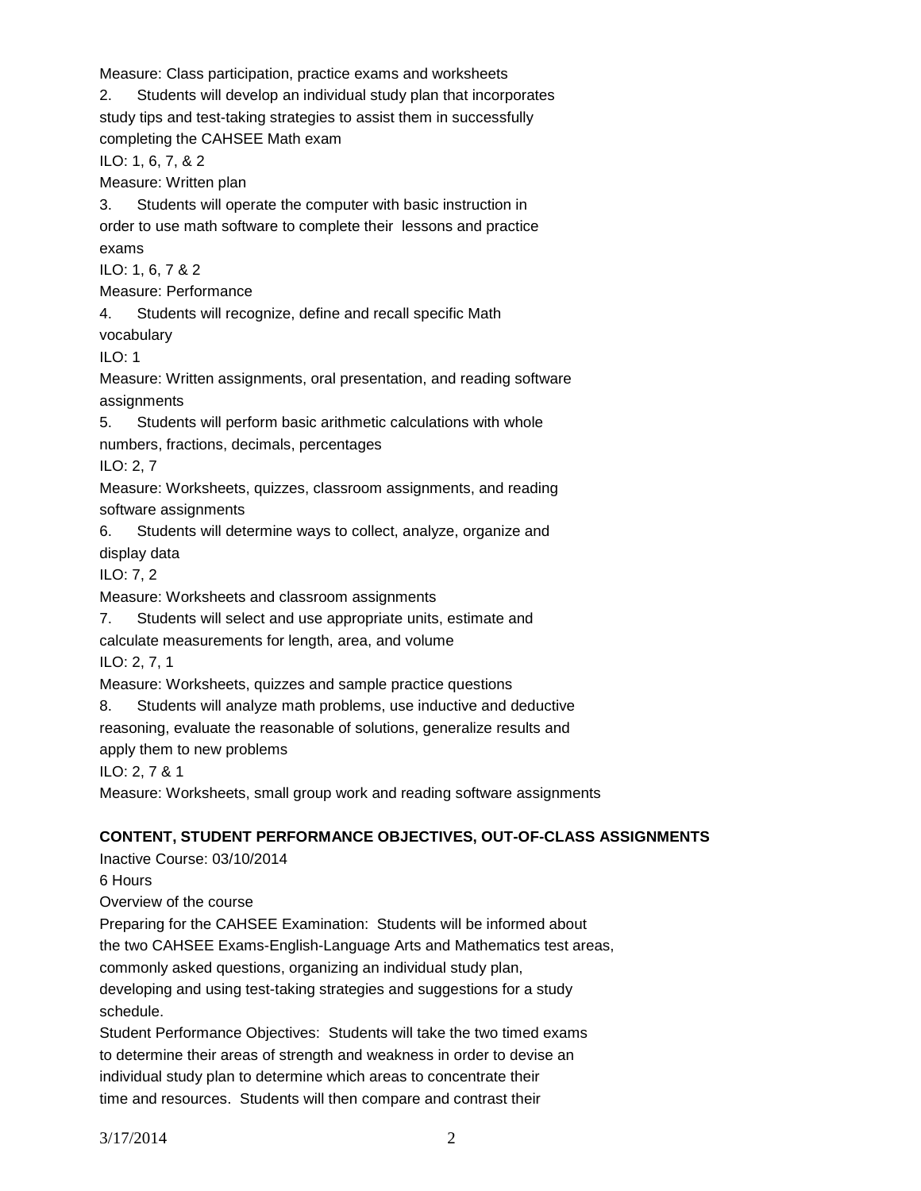Measure: Class participation, practice exams and worksheets

2. Students will develop an individual study plan that incorporates study tips and test-taking strategies to assist them in successfully completing the CAHSEE Math exam

ILO: 1, 6, 7, & 2

Measure: Written plan

3. Students will operate the computer with basic instruction in order to use math software to complete their lessons and practice exams

ILO: 1, 6, 7 & 2

Measure: Performance

4. Students will recognize, define and recall specific Math vocabulary

ILO: 1

Measure: Written assignments, oral presentation, and reading software assignments

5. Students will perform basic arithmetic calculations with whole numbers, fractions, decimals, percentages

ILO: 2, 7

Measure: Worksheets, quizzes, classroom assignments, and reading software assignments

6. Students will determine ways to collect, analyze, organize and display data

ILO: 7, 2

Measure: Worksheets and classroom assignments

7. Students will select and use appropriate units, estimate and calculate measurements for length, area, and volume

ILO: 2, 7, 1

Measure: Worksheets, quizzes and sample practice questions

8. Students will analyze math problems, use inductive and deductive reasoning, evaluate the reasonable of solutions, generalize results and apply them to new problems

ILO: 2, 7 & 1

Measure: Worksheets, small group work and reading software assignments

**CONTENT, STUDENT PERFORMANCE OBJECTIVES, OUT-OF-CLASS ASSIGNMENTS**

Inactive Course: 03/10/2014

6 Hours

Overview of the course

Preparing for the CAHSEE Examination: Students will be informed about the two CAHSEE Exams-English-Language Arts and Mathematics test areas, commonly asked questions, organizing an individual study plan, developing and using test-taking strategies and suggestions for a study schedule.

Student Performance Objectives: Students will take the two timed exams to determine their areas of strength and weakness in order to devise an individual study plan to determine which areas to concentrate their time and resources. Students will then compare and contrast their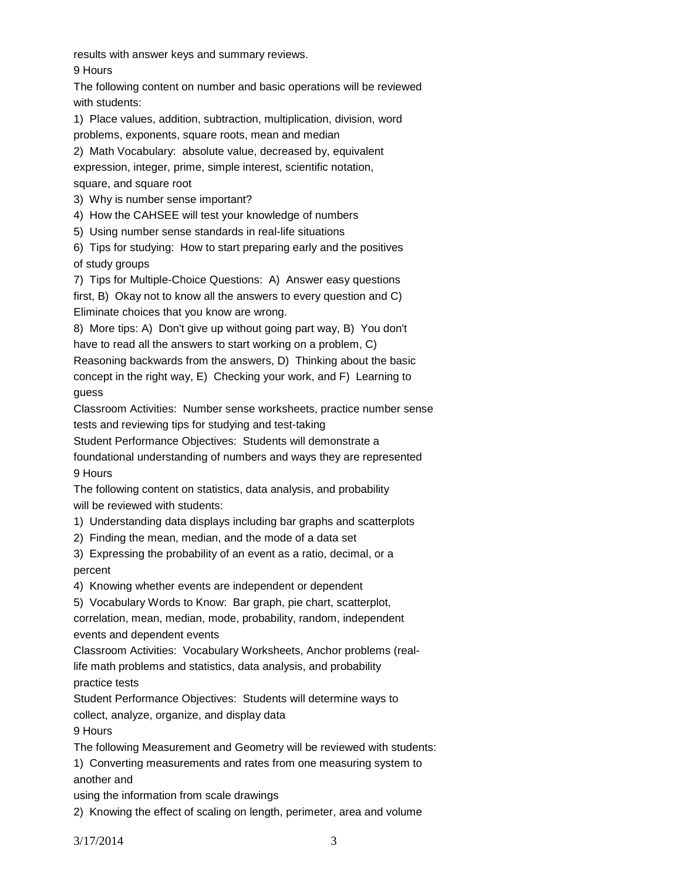results with answer keys and summary reviews.

9 Hours

The following content on number and basic operations will be reviewed with students:

1) Place values, addition, subtraction, multiplication, division, word problems, exponents, square roots, mean and median

2) Math Vocabulary: absolute value, decreased by, equivalent expression, integer, prime, simple interest, scientific notation, square, and square root

3) Why is number sense important?

4) How the CAHSEE will test your knowledge of numbers

5) Using number sense standards in real-life situations

6) Tips for studying: How to start preparing early and the positives of study groups

7) Tips for Multiple-Choice Questions: A) Answer easy questions first, B) Okay not to know all the answers to every question and C) Eliminate choices that you know are wrong.

8) More tips: A) Don't give up without going part way, B) You don't have to read all the answers to start working on a problem, C) Reasoning backwards from the answers, D) Thinking about the basic concept in the right way, E) Checking your work, and F) Learning to guess

Classroom Activities: Number sense worksheets, practice number sense tests and reviewing tips for studying and test-taking

Student Performance Objectives: Students will demonstrate a foundational understanding of numbers and ways they are represented

9 Hours

The following content on statistics, data analysis, and probability will be reviewed with students:

1) Understanding data displays including bar graphs and scatterplots

2) Finding the mean, median, and the mode of a data set

3) Expressing the probability of an event as a ratio, decimal, or a percent

4) Knowing whether events are independent or dependent

5) Vocabulary Words to Know: Bar graph, pie chart, scatterplot, correlation, mean, median, mode, probability, random, independent events and dependent events

Classroom Activities: Vocabulary Worksheets, Anchor problems (real-life math problems and statistics, data analysis, and probability practice tests

Student Performance Objectives: Students will determine ways to collect, analyze, organize, and display data

9 Hours

The following Measurement and Geometry will be reviewed with students:

1) Converting measurements and rates from one measuring system to another and
using the information from scale drawings

2) Knowing the effect of scaling on length, perimeter, area and volume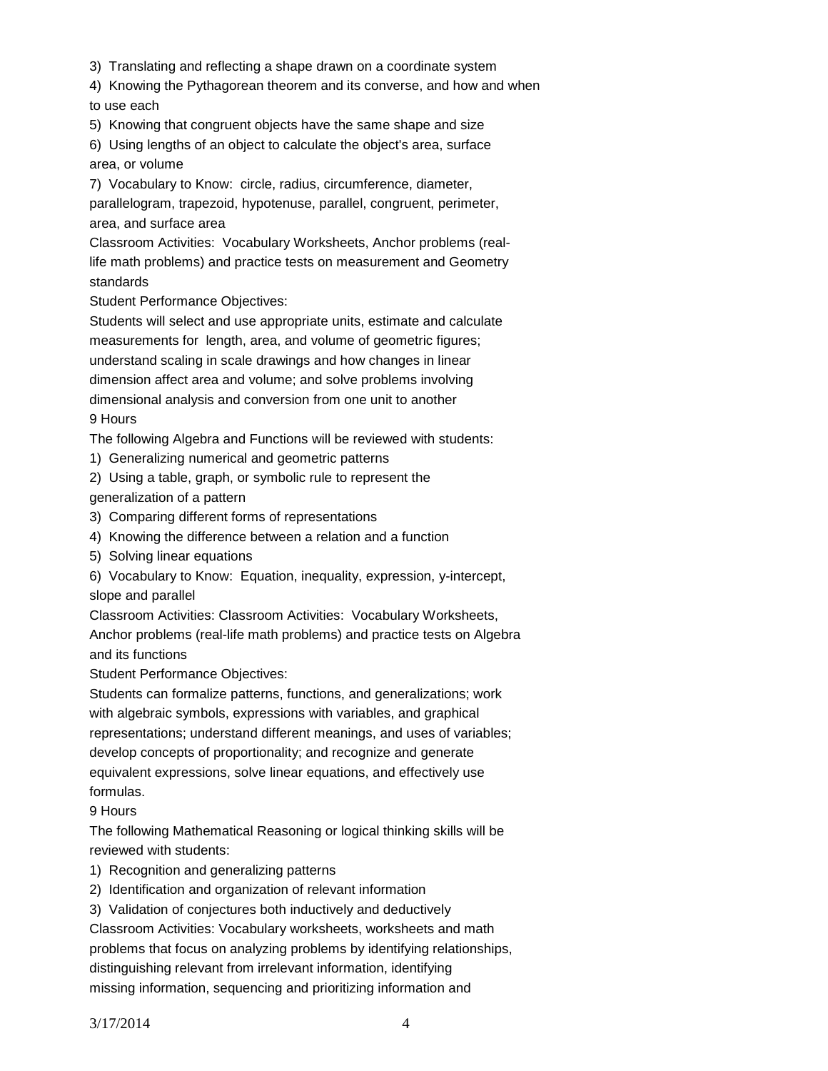3) Translating and reflecting a shape drawn on a coordinate system

4) Knowing the Pythagorean theorem and its converse, and how and when to use each

5) Knowing that congruent objects have the same shape and size

6) Using lengths of an object to calculate the object's area, surface area, or volume

7) Vocabulary to Know: circle, radius, circumference, diameter, parallelogram, trapezoid, hypotenuse, parallel, congruent, perimeter, area, and surface area

Classroom Activities: Vocabulary Worksheets, Anchor problems (real-life math problems) and practice tests on measurement and Geometry standards

Student Performance Objectives:

Students will select and use appropriate units, estimate and calculate measurements for length, area, and volume of geometric figures; understand scaling in scale drawings and how changes in linear dimension affect area and volume; and solve problems involving dimensional analysis and conversion from one unit to another

9 Hours

The following Algebra and Functions will be reviewed with students:

1) Generalizing numerical and geometric patterns

2) Using a table, graph, or symbolic rule to represent the generalization of a pattern

3) Comparing different forms of representations

4) Knowing the difference between a relation and a function

5) Solving linear equations

6) Vocabulary to Know: Equation, inequality, expression, y-intercept, slope and parallel

Classroom Activities: Classroom Activities: Vocabulary Worksheets, Anchor problems (real-life math problems) and practice tests on Algebra and its functions

Student Performance Objectives:

Students can formalize patterns, functions, and generalizations; work with algebraic symbols, expressions with variables, and graphical representations; understand different meanings, and uses of variables; develop concepts of proportionality; and recognize and generate equivalent expressions, solve linear equations, and effectively use formulas.

9 Hours

The following Mathematical Reasoning or logical thinking skills will be reviewed with students:

1) Recognition and generalizing patterns

2) Identification and organization of relevant information

3) Validation of conjectures both inductively and deductively

Classroom Activities: Vocabulary worksheets, worksheets and math problems that focus on analyzing problems by identifying relationships, distinguishing relevant from irrelevant information, identifying missing information, sequencing and prioritizing information and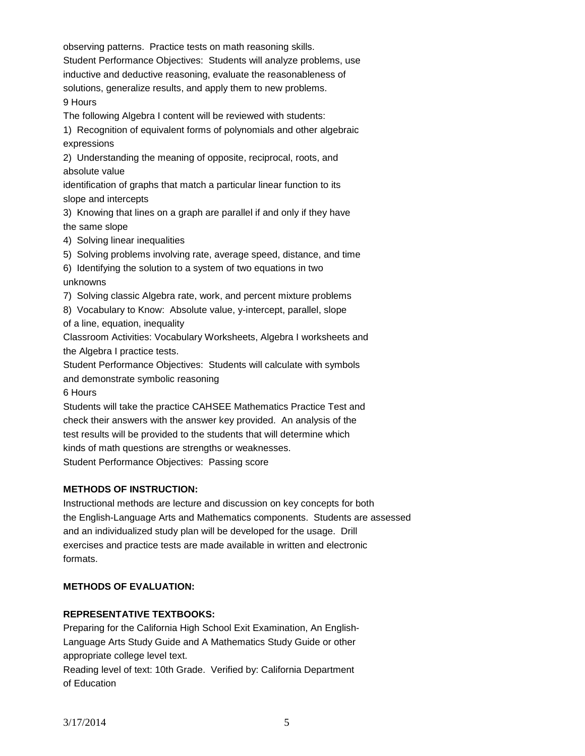observing patterns. Practice tests on math reasoning skills.
Student Performance Objectives: Students will analyze problems, use inductive and deductive reasoning, evaluate the reasonableness of solutions, generalize results, and apply them to new problems.
9 Hours
The following Algebra I content will be reviewed with students:
1) Recognition of equivalent forms of polynomials and other algebraic expressions
2) Understanding the meaning of opposite, reciprocal, roots, and absolute value
identification of graphs that match a particular linear function to its slope and intercepts
3) Knowing that lines on a graph are parallel if and only if they have the same slope
4) Solving linear inequalities
5) Solving problems involving rate, average speed, distance, and time
6) Identifying the solution to a system of two equations in two unknowns
7) Solving classic Algebra rate, work, and percent mixture problems
8) Vocabulary to Know: Absolute value, y-intercept, parallel, slope of a line, equation, inequality
Classroom Activities: Vocabulary Worksheets, Algebra I worksheets and the Algebra I practice tests.
Student Performance Objectives: Students will calculate with symbols and demonstrate symbolic reasoning
6 Hours
Students will take the practice CAHSEE Mathematics Practice Test and check their answers with the answer key provided. An analysis of the test results will be provided to the students that will determine which kinds of math questions are strengths or weaknesses.
Student Performance Objectives: Passing score

**METHODS OF INSTRUCTION:**

Instructional methods are lecture and discussion on key concepts for both the English-Language Arts and Mathematics components. Students are assessed and an individualized study plan will be developed for the usage. Drill exercises and practice tests are made available in written and electronic formats.

**METHODS OF EVALUATION:**

**REPRESENTATIVE TEXTBOOKS:**

Preparing for the California High School Exit Examination, An English-Language Arts Study Guide and A Mathematics Study Guide or other appropriate college level text.
Reading level of text: 10th Grade. Verified by: California Department of Education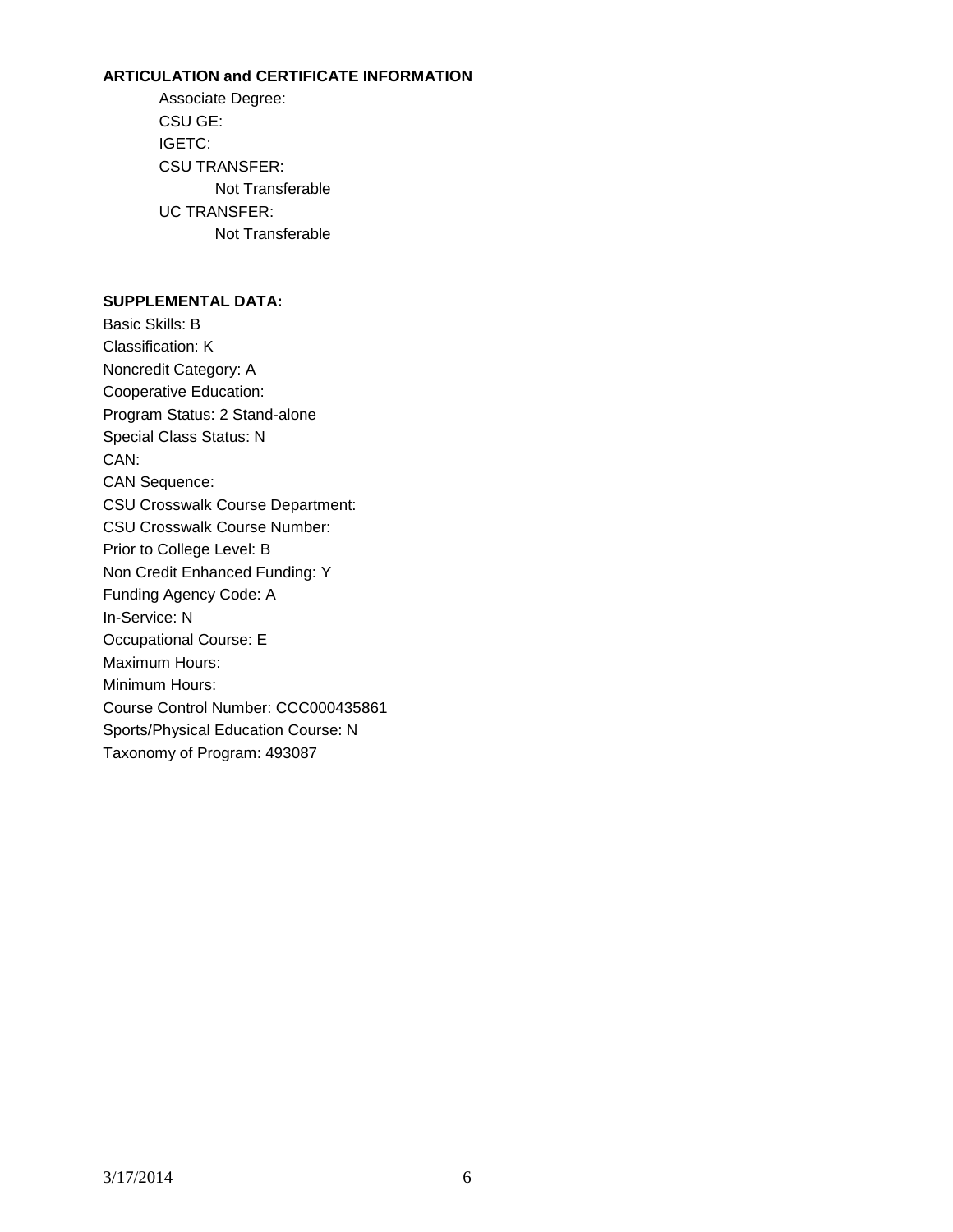**ARTICULATION and CERTIFICATE INFORMATION**

Associate Degree:
CSU GE:
IGETC:
CSU TRANSFER:
Not Transferable
UC TRANSFER:
Not Transferable

**SUPPLEMENTAL DATA:**

Basic Skills: B
Classification: K
Noncredit Category: A
Cooperative Education:
Program Status: 2 Stand-alone
Special Class Status: N
CAN:
CAN Sequence:
CSU Crosswalk Course Department:
CSU Crosswalk Course Number:
Prior to College Level: B
Non Credit Enhanced Funding: Y
Funding Agency Code: A
In-Service: N
Occupational Course: E
Maximum Hours:
Minimum Hours:
Course Control Number: CCC000435861
Sports/Physical Education Course: N
Taxonomy of Program: 493087